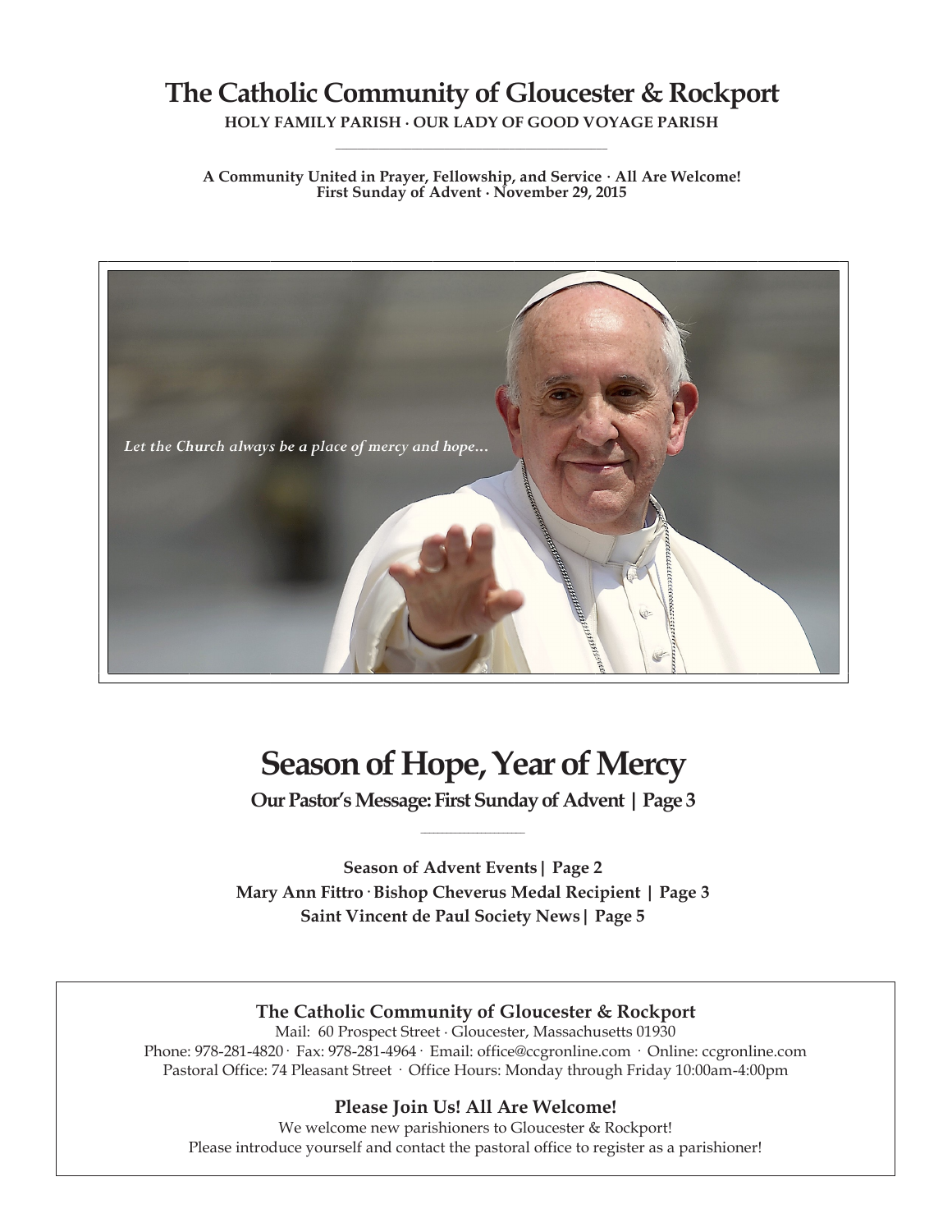# The Catholic Community of Gloucester & Rockport

**HOLY FAMILY PARISH · OUR LADY OF GOOD VOYAGE PARISH**

**A Community United in Prayer, Fellowship, and Service · All Are Welcome!**
**First Sunday of Advent · November 29, 2015**

*Let the Church always be a place of mercy and hope…*

# Season of Hope, Year of Mercy

**Our Pastor's Message: First Sunday of Advent | Page 3**

**Season of Advent Events | Page 2**
**Mary Ann Fittro · Bishop Cheverus Medal Recipient | Page 3**
**Saint Vincent de Paul Society News | Page 5**

### The Catholic Community of Gloucester & Rockport

Mail: 60 Prospect Street · Gloucester, Massachusetts 01930
Phone: 978-281-4820 · Fax: 978-281-4964 · Email: office@ccgronline.com · Online: ccgronline.com
Pastoral Office: 74 Pleasant Street · Office Hours: Monday through Friday 10:00am-4:00pm

### Please Join Us! All Are Welcome!

We welcome new parishioners to Gloucester & Rockport!
Please introduce yourself and contact the pastoral office to register as a parishioner!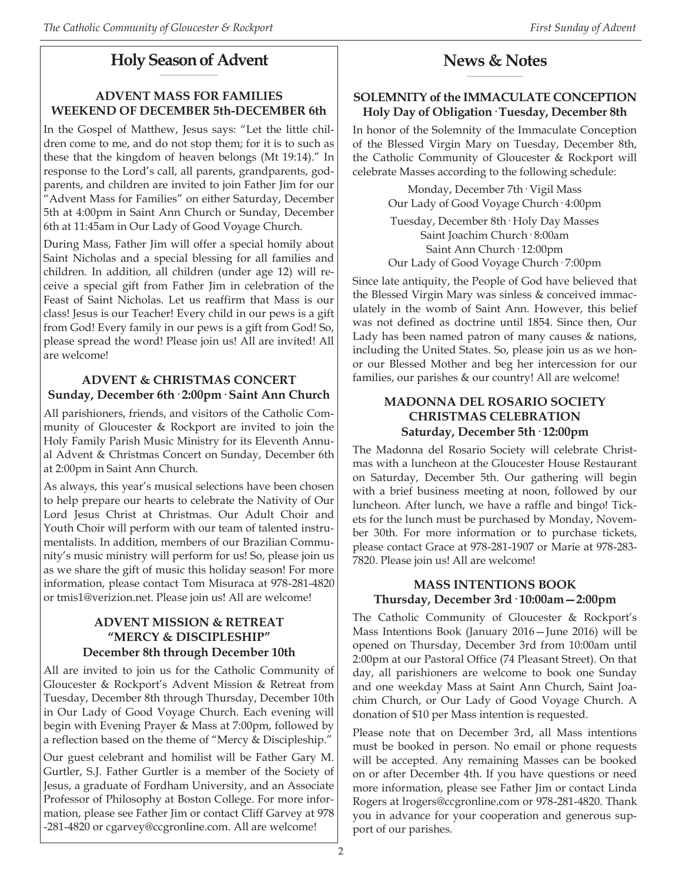## Holy Season of Advent

### ADVENT MASS FOR FAMILIES WEEKEND OF DECEMBER 5th-DECEMBER 6th

In the Gospel of Matthew, Jesus says: "Let the little children come to me, and do not stop them; for it is to such as these that the kingdom of heaven belongs (Mt 19:14)." In response to the Lord's call, all parents, grandparents, godparents, and children are invited to join Father Jim for our "Advent Mass for Families" on either Saturday, December 5th at 4:00pm in Saint Ann Church or Sunday, December 6th at 11:45am in Our Lady of Good Voyage Church.

During Mass, Father Jim will offer a special homily about Saint Nicholas and a special blessing for all families and children. In addition, all children (under age 12) will receive a special gift from Father Jim in celebration of the Feast of Saint Nicholas. Let us reaffirm that Mass is our class! Jesus is our Teacher! Every child in our pews is a gift from God! Every family in our pews is a gift from God! So, please spread the word! Please join us! All are invited! All are welcome!

### ADVENT & CHRISTMAS CONCERT Sunday, December 6th · 2:00pm · Saint Ann Church

All parishioners, friends, and visitors of the Catholic Community of Gloucester & Rockport are invited to join the Holy Family Parish Music Ministry for its Eleventh Annual Advent & Christmas Concert on Sunday, December 6th at 2:00pm in Saint Ann Church.

As always, this year's musical selections have been chosen to help prepare our hearts to celebrate the Nativity of Our Lord Jesus Christ at Christmas. Our Adult Choir and Youth Choir will perform with our team of talented instrumentalists. In addition, members of our Brazilian Community's music ministry will perform for us! So, please join us as we share the gift of music this holiday season! For more information, please contact Tom Misuraca at 978-281-4820 or tmis1@verizion.net. Please join us! All are welcome!

### ADVENT MISSION & RETREAT "MERCY & DISCIPLESHIP" December 8th through December 10th

All are invited to join us for the Catholic Community of Gloucester & Rockport's Advent Mission & Retreat from Tuesday, December 8th through Thursday, December 10th in Our Lady of Good Voyage Church. Each evening will begin with Evening Prayer & Mass at 7:00pm, followed by a reflection based on the theme of "Mercy & Discipleship."

Our guest celebrant and homilist will be Father Gary M. Gurtler, S.J. Father Gurtler is a member of the Society of Jesus, a graduate of Fordham University, and an Associate Professor of Philosophy at Boston College. For more information, please see Father Jim or contact Cliff Garvey at 978-281-4820 or cgarvey@ccgronline.com. All are welcome!

## News & Notes

### SOLEMNITY of the IMMACULATE CONCEPTION Holy Day of Obligation · Tuesday, December 8th

In honor of the Solemnity of the Immaculate Conception of the Blessed Virgin Mary on Tuesday, December 8th, the Catholic Community of Gloucester & Rockport will celebrate Masses according to the following schedule:

Monday, December 7th · Vigil Mass
Our Lady of Good Voyage Church · 4:00pm

Tuesday, December 8th · Holy Day Masses
Saint Joachim Church · 8:00am
Saint Ann Church · 12:00pm
Our Lady of Good Voyage Church · 7:00pm

Since late antiquity, the People of God have believed that the Blessed Virgin Mary was sinless & conceived immaculately in the womb of Saint Ann. However, this belief was not defined as doctrine until 1854. Since then, Our Lady has been named patron of many causes & nations, including the United States. So, please join us as we honor our Blessed Mother and beg her intercession for our families, our parishes & our country! All are welcome!

### MADONNA DEL ROSARIO SOCIETY CHRISTMAS CELEBRATION Saturday, December 5th · 12:00pm

The Madonna del Rosario Society will celebrate Christmas with a luncheon at the Gloucester House Restaurant on Saturday, December 5th. Our gathering will begin with a brief business meeting at noon, followed by our luncheon. After lunch, we have a raffle and bingo! Tickets for the lunch must be purchased by Monday, November 30th. For more information or to purchase tickets, please contact Grace at 978-281-1907 or Marie at 978-283-7820. Please join us! All are welcome!

### MASS INTENTIONS BOOK Thursday, December 3rd · 10:00am—2:00pm

The Catholic Community of Gloucester & Rockport's Mass Intentions Book (January 2016—June 2016) will be opened on Thursday, December 3rd from 10:00am until 2:00pm at our Pastoral Office (74 Pleasant Street). On that day, all parishioners are welcome to book one Sunday and one weekday Mass at Saint Ann Church, Saint Joachim Church, or Our Lady of Good Voyage Church. A donation of $10 per Mass intention is requested.

Please note that on December 3rd, all Mass intentions must be booked in person. No email or phone requests will be accepted. Any remaining Masses can be booked on or after December 4th. If you have questions or need more information, please see Father Jim or contact Linda Rogers at lrogers@ccgronline.com or 978-281-4820. Thank you in advance for your cooperation and generous support of our parishes.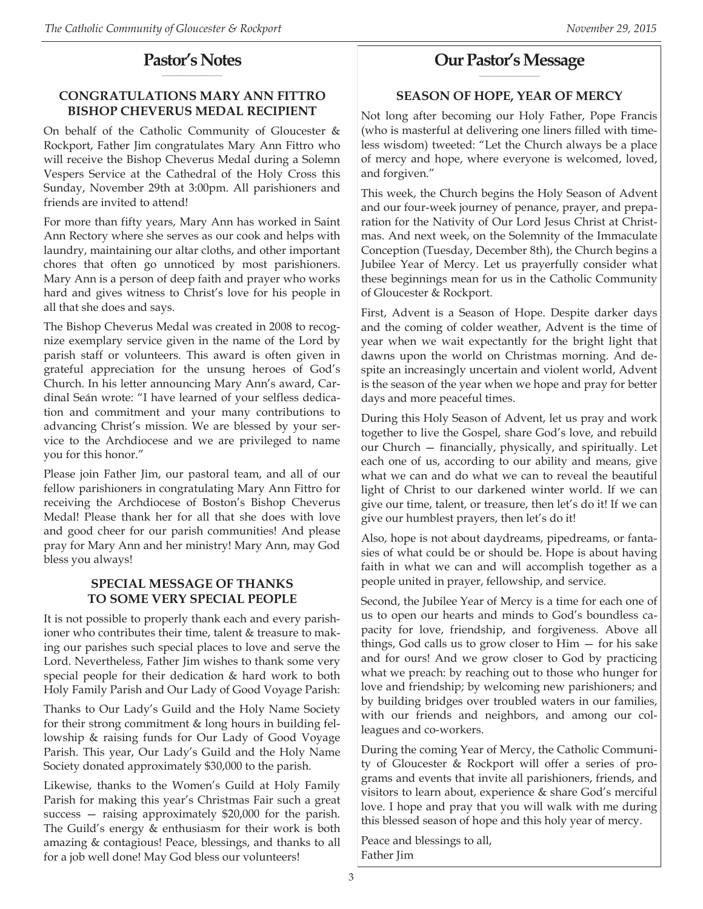## Pastor's Notes

### CONGRATULATIONS MARY ANN FITTRO BISHOP CHEVERUS MEDAL RECIPIENT

On behalf of the Catholic Community of Gloucester & Rockport, Father Jim congratulates Mary Ann Fittro who will receive the Bishop Cheverus Medal during a Solemn Vespers Service at the Cathedral of the Holy Cross this Sunday, November 29th at 3:00pm. All parishioners and friends are invited to attend!

For more than fifty years, Mary Ann has worked in Saint Ann Rectory where she serves as our cook and helps with laundry, maintaining our altar cloths, and other important chores that often go unnoticed by most parishioners. Mary Ann is a person of deep faith and prayer who works hard and gives witness to Christ's love for his people in all that she does and says.

The Bishop Cheverus Medal was created in 2008 to recognize exemplary service given in the name of the Lord by parish staff or volunteers. This award is often given in grateful appreciation for the unsung heroes of God's Church. In his letter announcing Mary Ann's award, Cardinal Seán wrote: "I have learned of your selfless dedication and commitment and your many contributions to advancing Christ's mission. We are blessed by your service to the Archdiocese and we are privileged to name you for this honor."

Please join Father Jim, our pastoral team, and all of our fellow parishioners in congratulating Mary Ann Fittro for receiving the Archdiocese of Boston's Bishop Cheverus Medal! Please thank her for all that she does with love and good cheer for our parish communities! And please pray for Mary Ann and her ministry! Mary Ann, may God bless you always!

### SPECIAL MESSAGE OF THANKS TO SOME VERY SPECIAL PEOPLE

It is not possible to properly thank each and every parishioner who contributes their time, talent & treasure to making our parishes such special places to love and serve the Lord. Nevertheless, Father Jim wishes to thank some very special people for their dedication & hard work to both Holy Family Parish and Our Lady of Good Voyage Parish:

Thanks to Our Lady's Guild and the Holy Name Society for their strong commitment & long hours in building fellowship & raising funds for Our Lady of Good Voyage Parish. This year, Our Lady's Guild and the Holy Name Society donated approximately $30,000 to the parish.

Likewise, thanks to the Women's Guild at Holy Family Parish for making this year's Christmas Fair such a great success — raising approximately $20,000 for the parish. The Guild's energy & enthusiasm for their work is both amazing & contagious! Peace, blessings, and thanks to all for a job well done! May God bless our volunteers!

## Our Pastor's Message

### SEASON OF HOPE, YEAR OF MERCY

Not long after becoming our Holy Father, Pope Francis (who is masterful at delivering one liners filled with timeless wisdom) tweeted: "Let the Church always be a place of mercy and hope, where everyone is welcomed, loved, and forgiven."

This week, the Church begins the Holy Season of Advent and our four-week journey of penance, prayer, and preparation for the Nativity of Our Lord Jesus Christ at Christmas. And next week, on the Solemnity of the Immaculate Conception (Tuesday, December 8th), the Church begins a Jubilee Year of Mercy. Let us prayerfully consider what these beginnings mean for us in the Catholic Community of Gloucester & Rockport.

First, Advent is a Season of Hope. Despite darker days and the coming of colder weather, Advent is the time of year when we wait expectantly for the bright light that dawns upon the world on Christmas morning. And despite an increasingly uncertain and violent world, Advent is the season of the year when we hope and pray for better days and more peaceful times.

During this Holy Season of Advent, let us pray and work together to live the Gospel, share God's love, and rebuild our Church — financially, physically, and spiritually. Let each one of us, according to our ability and means, give what we can and do what we can to reveal the beautiful light of Christ to our darkened winter world. If we can give our time, talent, or treasure, then let's do it! If we can give our humblest prayers, then let's do it!

Also, hope is not about daydreams, pipedreams, or fantasies of what could be or should be. Hope is about having faith in what we can and will accomplish together as a people united in prayer, fellowship, and service.

Second, the Jubilee Year of Mercy is a time for each one of us to open our hearts and minds to God's boundless capacity for love, friendship, and forgiveness. Above all things, God calls us to grow closer to Him — for his sake and for ours! And we grow closer to God by practicing what we preach: by reaching out to those who hunger for love and friendship; by welcoming new parishioners; and by building bridges over troubled waters in our families, with our friends and neighbors, and among our colleagues and co-workers.

During the coming Year of Mercy, the Catholic Community of Gloucester & Rockport will offer a series of programs and events that invite all parishioners, friends, and visitors to learn about, experience & share God's merciful love. I hope and pray that you will walk with me during this blessed season of hope and this holy year of mercy.

Peace and blessings to all,
Father Jim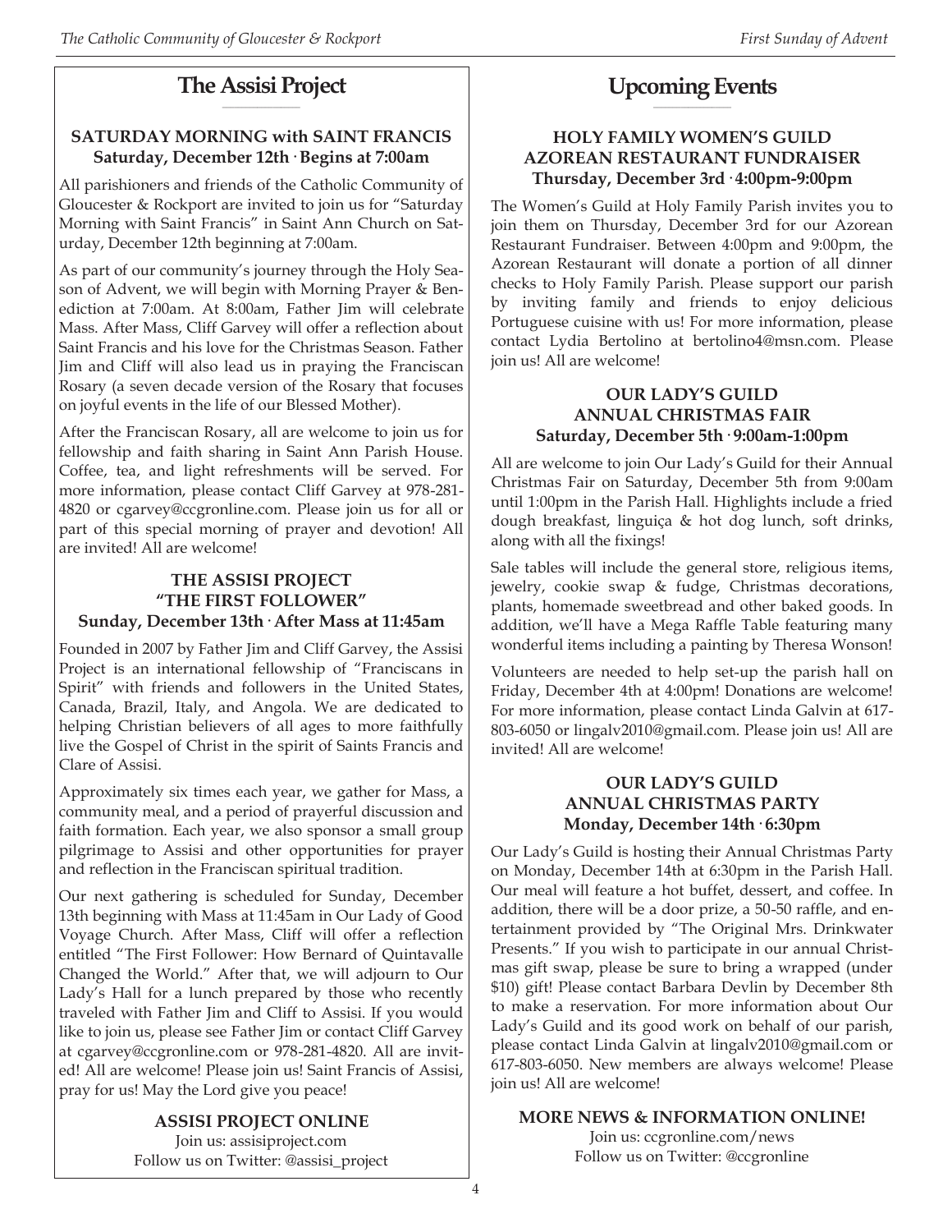## The Assisi Project

### SATURDAY MORNING with SAINT FRANCIS
**Saturday, December 12th · Begins at 7:00am**

All parishioners and friends of the Catholic Community of Gloucester & Rockport are invited to join us for "Saturday Morning with Saint Francis" in Saint Ann Church on Saturday, December 12th beginning at 7:00am.

As part of our community's journey through the Holy Season of Advent, we will begin with Morning Prayer & Benediction at 7:00am. At 8:00am, Father Jim will celebrate Mass. After Mass, Cliff Garvey will offer a reflection about Saint Francis and his love for the Christmas Season. Father Jim and Cliff will also lead us in praying the Franciscan Rosary (a seven decade version of the Rosary that focuses on joyful events in the life of our Blessed Mother).

After the Franciscan Rosary, all are welcome to join us for fellowship and faith sharing in Saint Ann Parish House. Coffee, tea, and light refreshments will be served. For more information, please contact Cliff Garvey at 978-281-4820 or cgarvey@ccgronline.com. Please join us for all or part of this special morning of prayer and devotion! All are invited! All are welcome!

### THE ASSISI PROJECT "THE FIRST FOLLOWER"
**Sunday, December 13th · After Mass at 11:45am**

Founded in 2007 by Father Jim and Cliff Garvey, the Assisi Project is an international fellowship of "Franciscans in Spirit" with friends and followers in the United States, Canada, Brazil, Italy, and Angola. We are dedicated to helping Christian believers of all ages to more faithfully live the Gospel of Christ in the spirit of Saints Francis and Clare of Assisi.

Approximately six times each year, we gather for Mass, a community meal, and a period of prayerful discussion and faith formation. Each year, we also sponsor a small group pilgrimage to Assisi and other opportunities for prayer and reflection in the Franciscan spiritual tradition.

Our next gathering is scheduled for Sunday, December 13th beginning with Mass at 11:45am in Our Lady of Good Voyage Church. After Mass, Cliff will offer a reflection entitled "The First Follower: How Bernard of Quintavalle Changed the World." After that, we will adjourn to Our Lady's Hall for a lunch prepared by those who recently traveled with Father Jim and Cliff to Assisi. If you would like to join us, please see Father Jim or contact Cliff Garvey at cgarvey@ccgronline.com or 978-281-4820. All are invited! All are welcome! Please join us! Saint Francis of Assisi, pray for us! May the Lord give you peace!

**ASSISI PROJECT ONLINE**
Join us: assisiproject.com
Follow us on Twitter: @assisi_project

## Upcoming Events

### HOLY FAMILY WOMEN'S GUILD AZOREAN RESTAURANT FUNDRAISER
**Thursday, December 3rd · 4:00pm-9:00pm**

The Women's Guild at Holy Family Parish invites you to join them on Thursday, December 3rd for our Azorean Restaurant Fundraiser. Between 4:00pm and 9:00pm, the Azorean Restaurant will donate a portion of all dinner checks to Holy Family Parish. Please support our parish by inviting family and friends to enjoy delicious Portuguese cuisine with us! For more information, please contact Lydia Bertolino at bertolino4@msn.com. Please join us! All are welcome!

### OUR LADY'S GUILD ANNUAL CHRISTMAS FAIR
**Saturday, December 5th · 9:00am-1:00pm**

All are welcome to join Our Lady's Guild for their Annual Christmas Fair on Saturday, December 5th from 9:00am until 1:00pm in the Parish Hall. Highlights include a fried dough breakfast, linguiça & hot dog lunch, soft drinks, along with all the fixings!

Sale tables will include the general store, religious items, jewelry, cookie swap & fudge, Christmas decorations, plants, homemade sweetbread and other baked goods. In addition, we'll have a Mega Raffle Table featuring many wonderful items including a painting by Theresa Wonson!

Volunteers are needed to help set-up the parish hall on Friday, December 4th at 4:00pm! Donations are welcome! For more information, please contact Linda Galvin at 617-803-6050 or lingalv2010@gmail.com. Please join us! All are invited! All are welcome!

### OUR LADY'S GUILD ANNUAL CHRISTMAS PARTY
**Monday, December 14th · 6:30pm**

Our Lady's Guild is hosting their Annual Christmas Party on Monday, December 14th at 6:30pm in the Parish Hall. Our meal will feature a hot buffet, dessert, and coffee. In addition, there will be a door prize, a 50-50 raffle, and entertainment provided by "The Original Mrs. Drinkwater Presents." If you wish to participate in our annual Christmas gift swap, please be sure to bring a wrapped (under $10) gift! Please contact Barbara Devlin by December 8th to make a reservation. For more information about Our Lady's Guild and its good work on behalf of our parish, please contact Linda Galvin at lingalv2010@gmail.com or 617-803-6050. New members are always welcome! Please join us! All are welcome!

**MORE NEWS & INFORMATION ONLINE!**
Join us: ccgronline.com/news
Follow us on Twitter: @ccgronline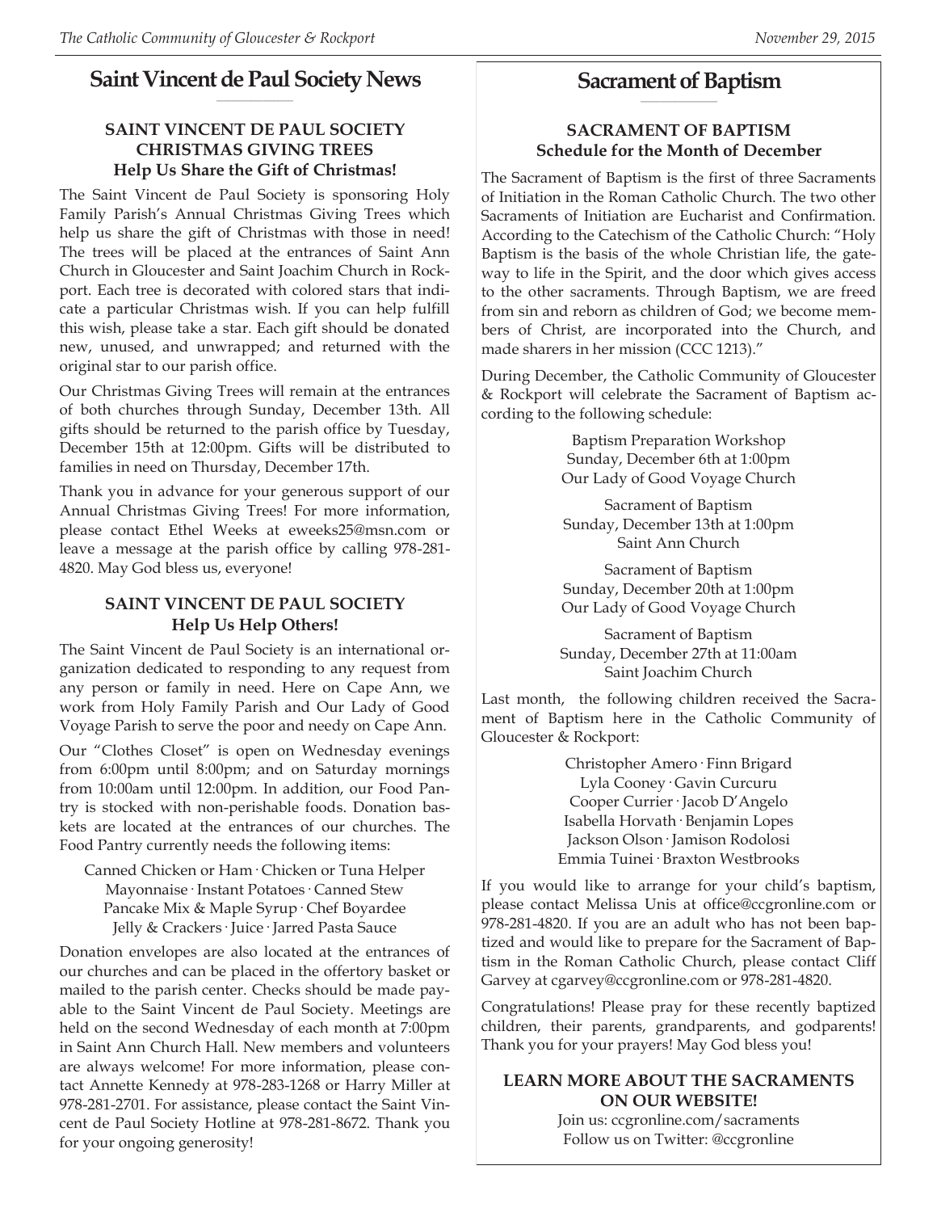## Saint Vincent de Paul Society News

### SAINT VINCENT DE PAUL SOCIETY CHRISTMAS GIVING TREES
### Help Us Share the Gift of Christmas!

The Saint Vincent de Paul Society is sponsoring Holy Family Parish's Annual Christmas Giving Trees which help us share the gift of Christmas with those in need! The trees will be placed at the entrances of Saint Ann Church in Gloucester and Saint Joachim Church in Rockport. Each tree is decorated with colored stars that indicate a particular Christmas wish. If you can help fulfill this wish, please take a star. Each gift should be donated new, unused, and unwrapped; and returned with the original star to our parish office.

Our Christmas Giving Trees will remain at the entrances of both churches through Sunday, December 13th. All gifts should be returned to the parish office by Tuesday, December 15th at 12:00pm. Gifts will be distributed to families in need on Thursday, December 17th.

Thank you in advance for your generous support of our Annual Christmas Giving Trees! For more information, please contact Ethel Weeks at eweeks25@msn.com or leave a message at the parish office by calling 978-281-4820. May God bless us, everyone!

### SAINT VINCENT DE PAUL SOCIETY
### Help Us Help Others!

The Saint Vincent de Paul Society is an international organization dedicated to responding to any request from any person or family in need. Here on Cape Ann, we work from Holy Family Parish and Our Lady of Good Voyage Parish to serve the poor and needy on Cape Ann.

Our "Clothes Closet" is open on Wednesday evenings from 6:00pm until 8:00pm; and on Saturday mornings from 10:00am until 12:00pm. In addition, our Food Pantry is stocked with non-perishable foods. Donation baskets are located at the entrances of our churches. The Food Pantry currently needs the following items:

Canned Chicken or Ham · Chicken or Tuna Helper
Mayonnaise · Instant Potatoes · Canned Stew
Pancake Mix & Maple Syrup · Chef Boyardee
Jelly & Crackers · Juice · Jarred Pasta Sauce

Donation envelopes are also located at the entrances of our churches and can be placed in the offertory basket or mailed to the parish center. Checks should be made payable to the Saint Vincent de Paul Society. Meetings are held on the second Wednesday of each month at 7:00pm in Saint Ann Church Hall. New members and volunteers are always welcome! For more information, please contact Annette Kennedy at 978-283-1268 or Harry Miller at 978-281-2701. For assistance, please contact the Saint Vincent de Paul Society Hotline at 978-281-8672. Thank you for your ongoing generosity!

## Sacrament of Baptism

### SACRAMENT OF BAPTISM
### Schedule for the Month of December

The Sacrament of Baptism is the first of three Sacraments of Initiation in the Roman Catholic Church. The two other Sacraments of Initiation are Eucharist and Confirmation. According to the Catechism of the Catholic Church: "Holy Baptism is the basis of the whole Christian life, the gateway to life in the Spirit, and the door which gives access to the other sacraments. Through Baptism, we are freed from sin and reborn as children of God; we become members of Christ, are incorporated into the Church, and made sharers in her mission (CCC 1213)."

During December, the Catholic Community of Gloucester & Rockport will celebrate the Sacrament of Baptism according to the following schedule:

Baptism Preparation Workshop
Sunday, December 6th at 1:00pm
Our Lady of Good Voyage Church

Sacrament of Baptism
Sunday, December 13th at 1:00pm
Saint Ann Church

Sacrament of Baptism
Sunday, December 20th at 1:00pm
Our Lady of Good Voyage Church

Sacrament of Baptism
Sunday, December 27th at 11:00am
Saint Joachim Church

Last month, the following children received the Sacrament of Baptism here in the Catholic Community of Gloucester & Rockport:

Christopher Amero · Finn Brigard
Lyla Cooney · Gavin Curcuru
Cooper Currier · Jacob D'Angelo
Isabella Horvath · Benjamin Lopes
Jackson Olson · Jamison Rodolosi
Emmia Tuinei · Braxton Westbrooks

If you would like to arrange for your child's baptism, please contact Melissa Unis at office@ccgronline.com or 978-281-4820. If you are an adult who has not been baptized and would like to prepare for the Sacrament of Baptism in the Roman Catholic Church, please contact Cliff Garvey at cgarvey@ccgronline.com or 978-281-4820.

Congratulations! Please pray for these recently baptized children, their parents, grandparents, and godparents! Thank you for your prayers! May God bless you!

### LEARN MORE ABOUT THE SACRAMENTS ON OUR WEBSITE!

Join us: ccgronline.com/sacraments
Follow us on Twitter: @ccgronline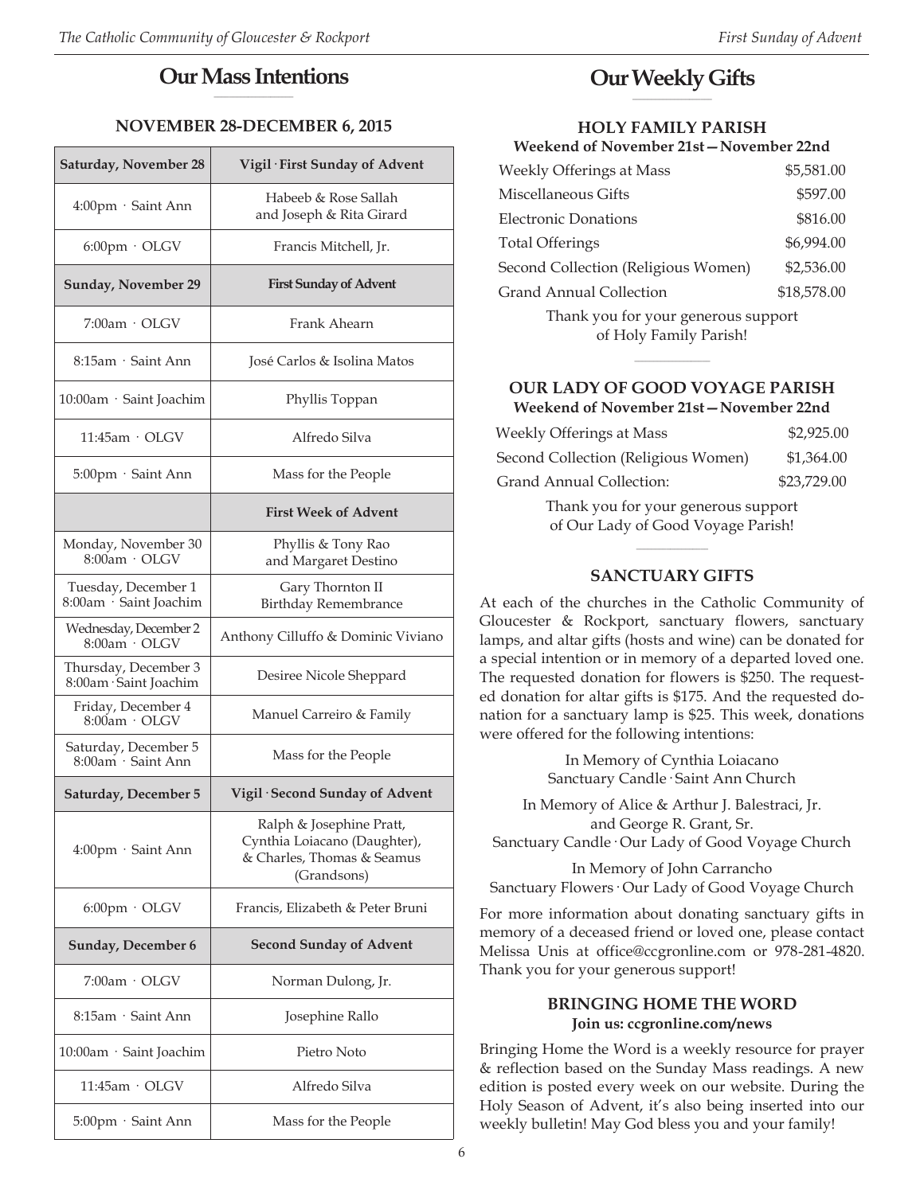## Our Mass Intentions

### NOVEMBER 28-DECEMBER 6, 2015

| Saturday, November 28 | Vigil · First Sunday of Advent |
|---|---|
| 4:00pm · Saint Ann | Habeeb & Rose Sallah and Joseph & Rita Girard |
| 6:00pm · OLGV | Francis Mitchell, Jr. |
| **Sunday, November 29** | **First Sunday of Advent** |
| 7:00am · OLGV | Frank Ahearn |
| 8:15am · Saint Ann | José Carlos & Isolina Matos |
| 10:00am · Saint Joachim | Phyllis Toppan |
| 11:45am · OLGV | Alfredo Silva |
| 5:00pm · Saint Ann | Mass for the People |
| | **First Week of Advent** |
| Monday, November 30 8:00am · OLGV | Phyllis & Tony Rao and Margaret Destino |
| Tuesday, December 1 8:00am · Saint Joachim | Gary Thornton II Birthday Remembrance |
| Wednesday, December 2 8:00am · OLGV | Anthony Cilluffo & Dominic Viviano |
| Thursday, December 3 8:00am · Saint Joachim | Desiree Nicole Sheppard |
| Friday, December 4 8:00am · OLGV | Manuel Carreiro & Family |
| Saturday, December 5 8:00am · Saint Ann | Mass for the People |
| **Saturday, December 5** | **Vigil · Second Sunday of Advent** |
| 4:00pm · Saint Ann | Ralph & Josephine Pratt, Cynthia Loiacano (Daughter), & Charles, Thomas & Seamus (Grandsons) |
| 6:00pm · OLGV | Francis, Elizabeth & Peter Bruni |
| **Sunday, December 6** | **Second Sunday of Advent** |
| 7:00am · OLGV | Norman Dulong, Jr. |
| 8:15am · Saint Ann | Josephine Rallo |
| 10:00am · Saint Joachim | Pietro Noto |
| 11:45am · OLGV | Alfredo Silva |
| 5:00pm · Saint Ann | Mass for the People |

## Our Weekly Gifts

### HOLY FAMILY PARISH

**Weekend of November 21st—November 22nd**

| | |
|---|---|
| Weekly Offerings at Mass | $5,581.00 |
| Miscellaneous Gifts | $597.00 |
| Electronic Donations | $816.00 |
| Total Offerings | $6,994.00 |
| Second Collection (Religious Women) | $2,536.00 |
| Grand Annual Collection | $18,578.00 |

Thank you for your generous support of Holy Family Parish!

### OUR LADY OF GOOD VOYAGE PARISH

**Weekend of November 21st—November 22nd**

| | |
|---|---|
| Weekly Offerings at Mass | $2,925.00 |
| Second Collection (Religious Women) | $1,364.00 |
| Grand Annual Collection: | $23,729.00 |

Thank you for your generous support of Our Lady of Good Voyage Parish!

### SANCTUARY GIFTS

At each of the churches in the Catholic Community of Gloucester & Rockport, sanctuary flowers, sanctuary lamps, and altar gifts (hosts and wine) can be donated for a special intention or in memory of a departed loved one. The requested donation for flowers is $250. The requested donation for altar gifts is $175. And the requested donation for a sanctuary lamp is $25. This week, donations were offered for the following intentions:

In Memory of Cynthia Loiacano
Sanctuary Candle · Saint Ann Church

In Memory of Alice & Arthur J. Balestraci, Jr. and George R. Grant, Sr.
Sanctuary Candle · Our Lady of Good Voyage Church

In Memory of John Carrancho
Sanctuary Flowers · Our Lady of Good Voyage Church

For more information about donating sanctuary gifts in memory of a deceased friend or loved one, please contact Melissa Unis at office@ccgronline.com or 978-281-4820. Thank you for your generous support!

### BRINGING HOME THE WORD

**Join us: ccgronline.com/news**

Bringing Home the Word is a weekly resource for prayer & reflection based on the Sunday Mass readings. A new edition is posted every week on our website. During the Holy Season of Advent, it's also being inserted into our weekly bulletin! May God bless you and your family!